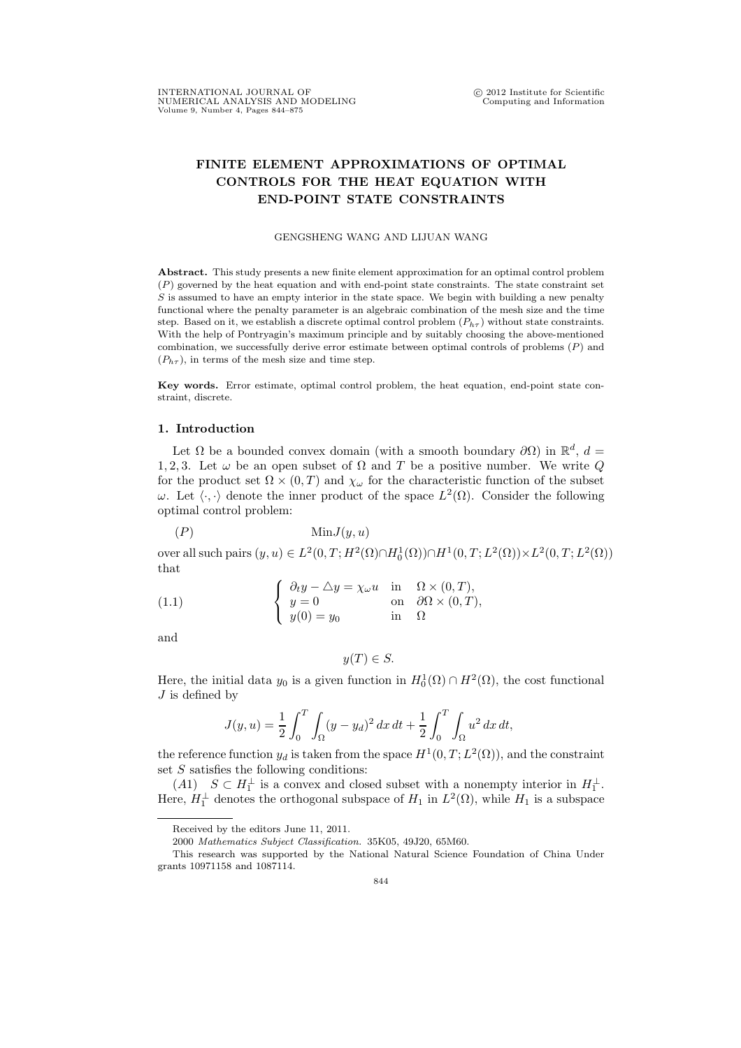# FINITE ELEMENT APPROXIMATIONS OF OPTIMAL CONTROLS FOR THE HEAT EQUATION WITH END-POINT STATE CONSTRAINTS

GENGSHENG WANG AND LIJUAN WANG

**Abstract.** This study presents a new finite element approximation for an optimal control problem $(P)$ governed by the heat equation and with end-point state constraints. The state constraint set $S$ is assumed to have an empty interior in the state space. We begin with building a new penalty functional where the penalty parameter is an algebraic combination of the mesh size and the time step. Based on it, we establish a discrete optimal control problem $(P_{h\tau})$ without state constraints. With the help of Pontryagin's maximum principle and by suitably choosing the above-mentioned combination, we successfully derive error estimate between optimal controls of problems $(P)$ and $(P_{h\tau})$, in terms of the mesh size and time step.

**Key words.** Error estimate, optimal control problem, the heat equation, end-point state constraint, discrete.

## 1. Introduction

Let $\Omega$ be a bounded convex domain (with a smooth boundary $\partial\Omega$) in $\mathbb{R}^d$, $d = 1, 2, 3$. Let $\omega$ be an open subset of $\Omega$ and $T$ be a positive number. We write $Q$ for the product set $\Omega \times (0,T)$ and $\chi_\omega$ for the characteristic function of the subset $\omega$. Let $\langle \cdot, \cdot \rangle$ denote the inner product of the space $L^2(\Omega)$. Consider the following optimal control problem:

$$(P) \qquad \text{Min} J(y,u)$$

over all such pairs $(y,u) \in L^2(0,T; H^2(\Omega) \cap H_0^1(\Omega)) \cap H^1(0,T; L^2(\Omega)) \times L^2(0,T; L^2(\Omega))$ that

$$(1.1) \qquad \begin{cases} \partial_t y - \triangle y = \chi_\omega u & \text{in} \quad \Omega \times (0,T), \\ y = 0 & \text{on} \quad \partial\Omega \times (0,T), \\ y(0) = y_0 & \text{in} \quad \Omega \end{cases}$$

and

$$y(T) \in S.$$

Here, the initial data $y_0$ is a given function in $H_0^1(\Omega) \cap H^2(\Omega)$, the cost functional $J$ is defined by

$$J(y,u) = \frac{1}{2} \int_0^T \int_\Omega (y - y_d)^2 \, dx \, dt + \frac{1}{2} \int_0^T \int_\Omega u^2 \, dx \, dt,$$

the reference function $y_d$ is taken from the space $H^1(0,T; L^2(\Omega))$, and the constraint set $S$ satisfies the following conditions:

$(A1)$ $\quad S \subset H_1^\perp$ is a convex and closed subset with a nonempty interior in $H_1^\perp$. Here, $H_1^\perp$ denotes the orthogonal subspace of $H_1$ in $L^2(\Omega)$, while $H_1$ is a subspace

---

Received by the editors June 11, 2011.

2000 *Mathematics Subject Classification.* 35K05, 49J20, 65M60.

This research was supported by the National Natural Science Foundation of China Under grants 10971158 and 1087114.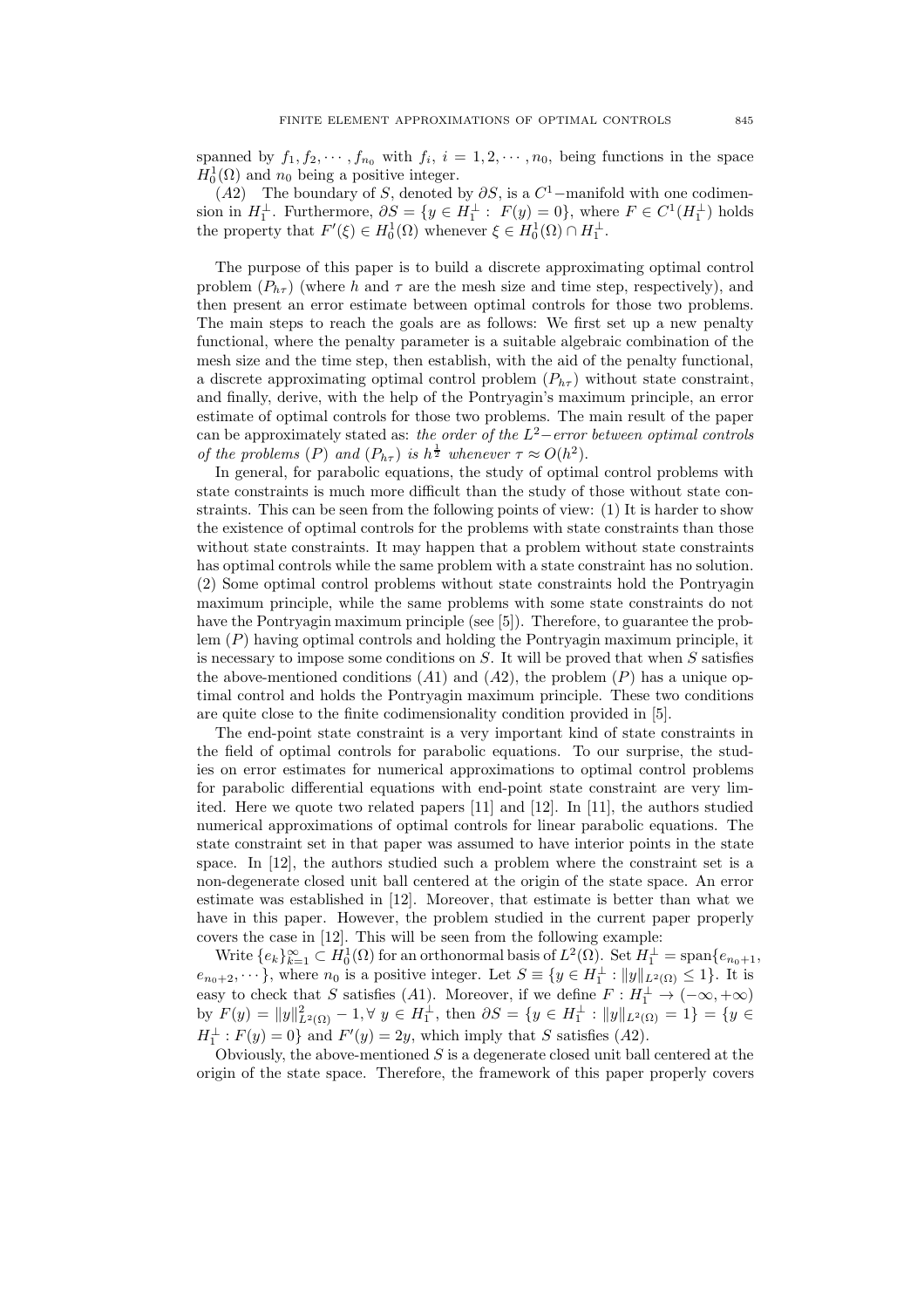spanned by $f_1, f_2, \cdots, f_{n_0}$ with $f_i$, $i = 1, 2, \cdots, n_0$, being functions in the space $H_0^1(\Omega)$ and $n_0$ being a positive integer.

$(A2)$ The boundary of $S$, denoted by $\partial S$, is a $C^1-$manifold with one codimension in $H_1^\perp$. Furthermore, $\partial S = \{y \in H_1^\perp : F(y) = 0\}$, where $F \in C^1(H_1^\perp)$ holds the property that $F'(\xi) \in H_0^1(\Omega)$ whenever $\xi \in H_0^1(\Omega) \cap H_1^\perp$.

The purpose of this paper is to build a discrete approximating optimal control problem $(P_{h\tau})$ (where $h$ and $\tau$ are the mesh size and time step, respectively), and then present an error estimate between optimal controls for those two problems. The main steps to reach the goals are as follows: We first set up a new penalty functional, where the penalty parameter is a suitable algebraic combination of the mesh size and the time step, then establish, with the aid of the penalty functional, a discrete approximating optimal control problem $(P_{h\tau})$ without state constraint, and finally, derive, with the help of the Pontryagin's maximum principle, an error estimate of optimal controls for those two problems. The main result of the paper can be approximately stated as: *the order of the $L^2-$error between optimal controls of the problems $(P)$ and $(P_{h\tau})$ is $h^{\frac{1}{2}}$ whenever $\tau \approx O(h^2)$.*

In general, for parabolic equations, the study of optimal control problems with state constraints is much more difficult than the study of those without state constraints. This can be seen from the following points of view: (1) It is harder to show the existence of optimal controls for the problems with state constraints than those without state constraints. It may happen that a problem without state constraints has optimal controls while the same problem with a state constraint has no solution. (2) Some optimal control problems without state constraints hold the Pontryagin maximum principle, while the same problems with some state constraints do not have the Pontryagin maximum principle (see [5]). Therefore, to guarantee the problem $(P)$ having optimal controls and holding the Pontryagin maximum principle, it is necessary to impose some conditions on $S$. It will be proved that when $S$ satisfies the above-mentioned conditions $(A1)$ and $(A2)$, the problem $(P)$ has a unique optimal control and holds the Pontryagin maximum principle. These two conditions are quite close to the finite codimensionality condition provided in [5].

The end-point state constraint is a very important kind of state constraints in the field of optimal controls for parabolic equations. To our surprise, the studies on error estimates for numerical approximations to optimal control problems for parabolic differential equations with end-point state constraint are very limited. Here we quote two related papers [11] and [12]. In [11], the authors studied numerical approximations of optimal controls for linear parabolic equations. The state constraint set in that paper was assumed to have interior points in the state space. In [12], the authors studied such a problem where the constraint set is a non-degenerate closed unit ball centered at the origin of the state space. An error estimate was established in [12]. Moreover, that estimate is better than what we have in this paper. However, the problem studied in the current paper properly covers the case in [12]. This will be seen from the following example:

Write $\{e_k\}_{k=1}^\infty \subset H_0^1(\Omega)$ for an orthonormal basis of $L^2(\Omega)$. Set $H_1^\perp = \text{span}\{e_{n_0+1}, e_{n_0+2}, \cdots\}$, where $n_0$ is a positive integer. Let $S \equiv \{y \in H_1^\perp : \|y\|_{L^2(\Omega)} \le 1\}$. It is easy to check that $S$ satisfies $(A1)$. Moreover, if we define $F : H_1^\perp \to (-\infty, +\infty)$ by $F(y) = \|y\|_{L^2(\Omega)}^2 - 1, \forall\, y \in H_1^\perp$, then $\partial S = \{y \in H_1^\perp : \|y\|_{L^2(\Omega)} = 1\} = \{y \in H_1^\perp : F(y) = 0\}$ and $F'(y) = 2y$, which imply that $S$ satisfies $(A2)$.

Obviously, the above-mentioned $S$ is a degenerate closed unit ball centered at the origin of the state space. Therefore, the framework of this paper properly covers